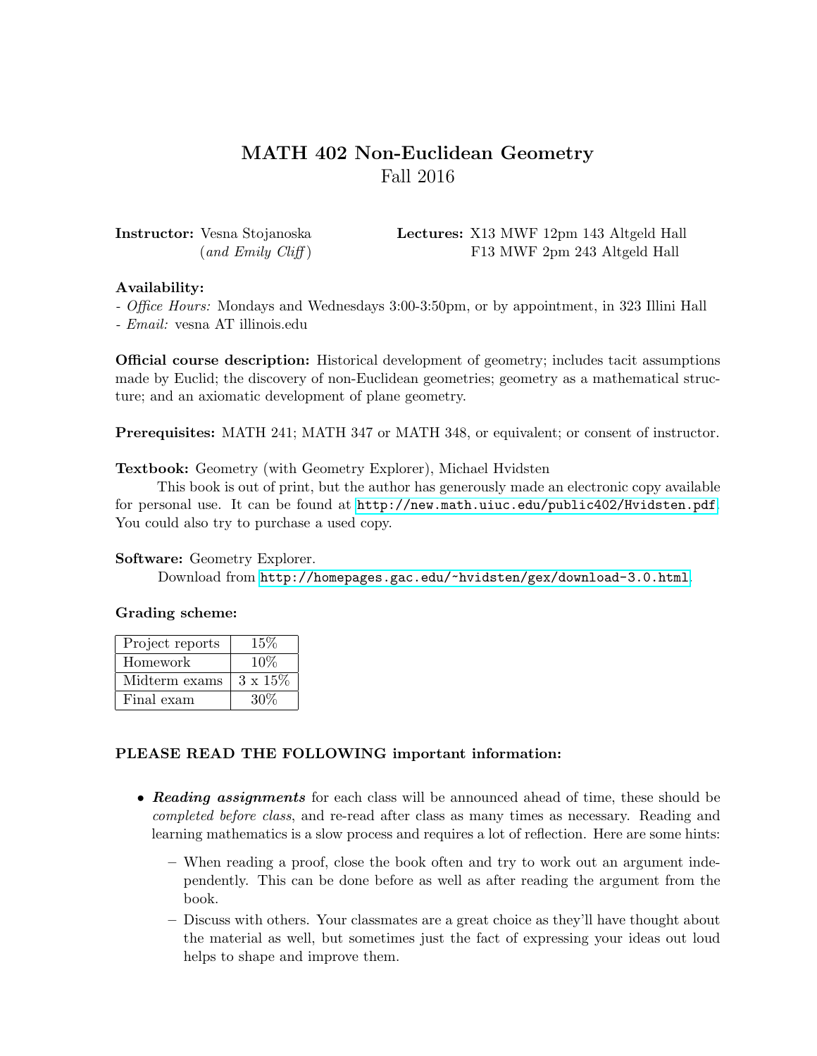# MATH 402 Non-Euclidean Geometry
## Fall 2016

**Instructor:** Vesna Stojanoska
(*and Emily Cliff*)

**Lectures:** X13 MWF 12pm 143 Altgeld Hall
F13 MWF 2pm 243 Altgeld Hall

**Availability:**
- *Office Hours:* Mondays and Wednesdays 3:00-3:50pm, or by appointment, in 323 Illini Hall
- *Email:* vesna AT illinois.edu

**Official course description:** Historical development of geometry; includes tacit assumptions made by Euclid; the discovery of non-Euclidean geometries; geometry as a mathematical structure; and an axiomatic development of plane geometry.

**Prerequisites:** MATH 241; MATH 347 or MATH 348, or equivalent; or consent of instructor.

**Textbook:** Geometry (with Geometry Explorer), Michael Hvidsten

This book is out of print, but the author has generously made an electronic copy available for personal use. It can be found at `http://new.math.uiuc.edu/public402/Hvidsten.pdf`. You could also try to purchase a used copy.

**Software:** Geometry Explorer.

Download from `http://homepages.gac.edu/~hvidsten/gex/download-3.0.html`.

**Grading scheme:**

| Project reports | 15% |
|---|---|
| Homework | 10% |
| Midterm exams | 3 x 15% |
| Final exam | 30% |

**PLEASE READ THE FOLLOWING important information:**

- ***Reading assignments*** for each class will be announced ahead of time, these should be *completed before class*, and re-read after class as many times as necessary. Reading and learning mathematics is a slow process and requires a lot of reflection. Here are some hints:
  - When reading a proof, close the book often and try to work out an argument independently. This can be done before as well as after reading the argument from the book.
  - Discuss with others. Your classmates are a great choice as they'll have thought about the material as well, but sometimes just the fact of expressing your ideas out loud helps to shape and improve them.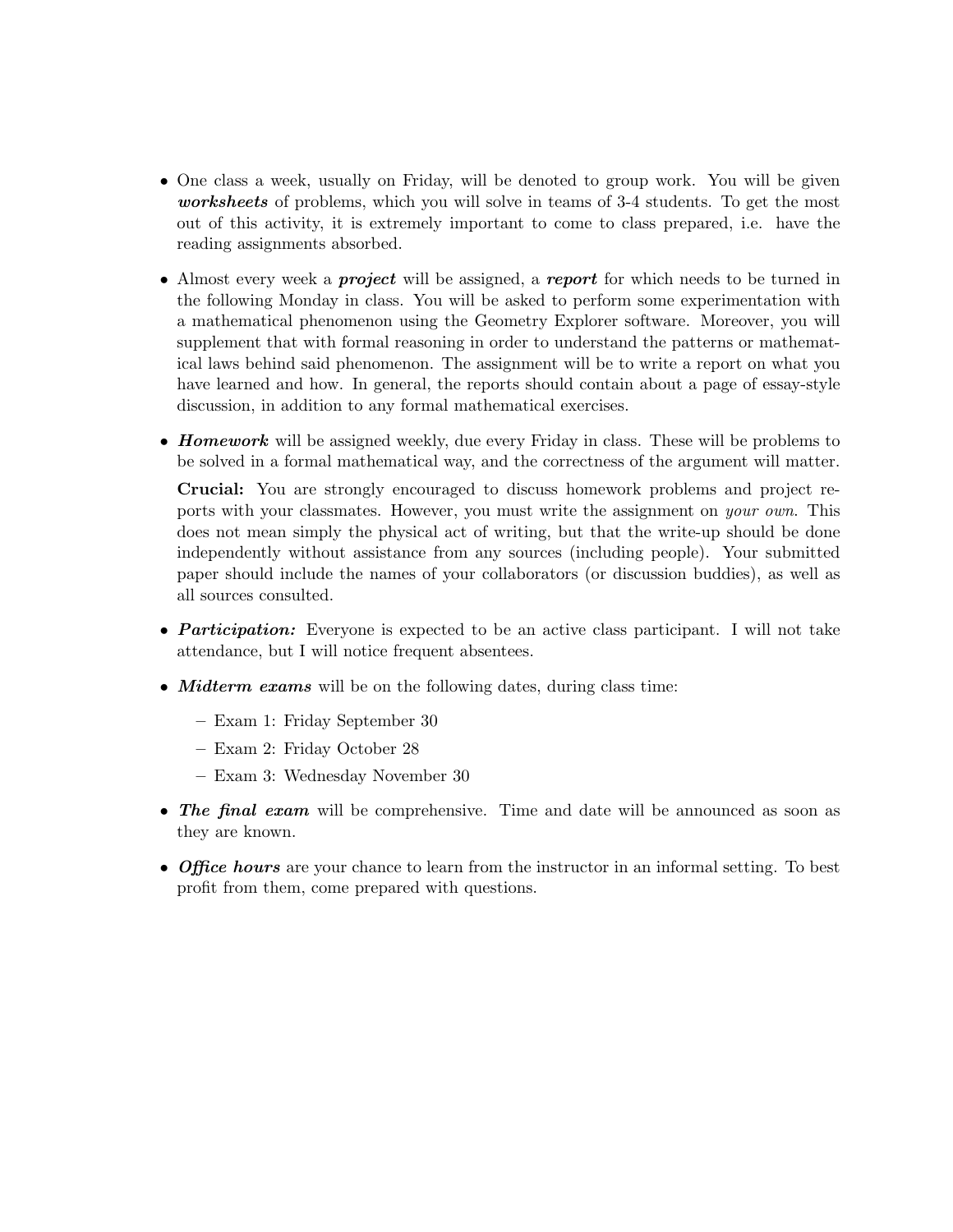- One class a week, usually on Friday, will be denoted to group work. You will be given ***worksheets*** of problems, which you will solve in teams of 3-4 students. To get the most out of this activity, it is extremely important to come to class prepared, i.e. have the reading assignments absorbed.

- Almost every week a ***project*** will be assigned, a ***report*** for which needs to be turned in the following Monday in class. You will be asked to perform some experimentation with a mathematical phenomenon using the Geometry Explorer software. Moreover, you will supplement that with formal reasoning in order to understand the patterns or mathematical laws behind said phenomenon. The assignment will be to write a report on what you have learned and how. In general, the reports should contain about a page of essay-style discussion, in addition to any formal mathematical exercises.

- ***Homework*** will be assigned weekly, due every Friday in class. These will be problems to be solved in a formal mathematical way, and the correctness of the argument will matter.

  **Crucial:** You are strongly encouraged to discuss homework problems and project reports with your classmates. However, you must write the assignment on *your own*. This does not mean simply the physical act of writing, but that the write-up should be done independently without assistance from any sources (including people). Your submitted paper should include the names of your collaborators (or discussion buddies), as well as all sources consulted.

- ***Participation:*** Everyone is expected to be an active class participant. I will not take attendance, but I will notice frequent absentees.

- ***Midterm exams*** will be on the following dates, during class time:
  - Exam 1: Friday September 30
  - Exam 2: Friday October 28
  - Exam 3: Wednesday November 30

- ***The final exam*** will be comprehensive. Time and date will be announced as soon as they are known.

- ***Office hours*** are your chance to learn from the instructor in an informal setting. To best profit from them, come prepared with questions.